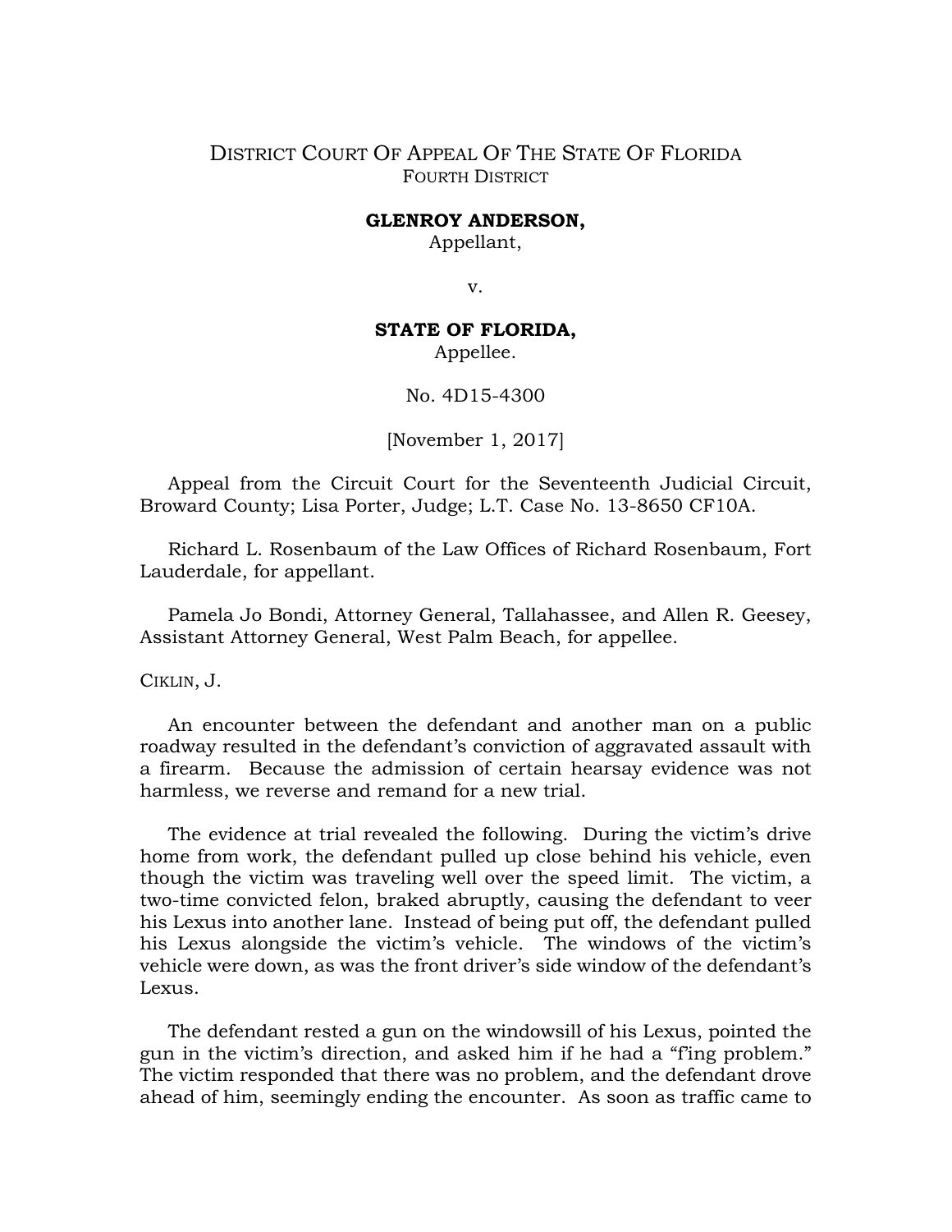DISTRICT COURT OF APPEAL OF THE STATE OF FLORIDA
FOURTH DISTRICT

**GLENROY ANDERSON,**
Appellant,

v.

**STATE OF FLORIDA,**
Appellee.

No. 4D15-4300

[November 1, 2017]

Appeal from the Circuit Court for the Seventeenth Judicial Circuit, Broward County; Lisa Porter, Judge; L.T. Case No. 13-8650 CF10A.

Richard L. Rosenbaum of the Law Offices of Richard Rosenbaum, Fort Lauderdale, for appellant.

Pamela Jo Bondi, Attorney General, Tallahassee, and Allen R. Geesey, Assistant Attorney General, West Palm Beach, for appellee.

CIKLIN, J.

An encounter between the defendant and another man on a public roadway resulted in the defendant's conviction of aggravated assault with a firearm. Because the admission of certain hearsay evidence was not harmless, we reverse and remand for a new trial.

The evidence at trial revealed the following. During the victim's drive home from work, the defendant pulled up close behind his vehicle, even though the victim was traveling well over the speed limit. The victim, a two-time convicted felon, braked abruptly, causing the defendant to veer his Lexus into another lane. Instead of being put off, the defendant pulled his Lexus alongside the victim's vehicle. The windows of the victim's vehicle were down, as was the front driver's side window of the defendant's Lexus.

The defendant rested a gun on the windowsill of his Lexus, pointed the gun in the victim's direction, and asked him if he had a "f'ing problem." The victim responded that there was no problem, and the defendant drove ahead of him, seemingly ending the encounter. As soon as traffic came to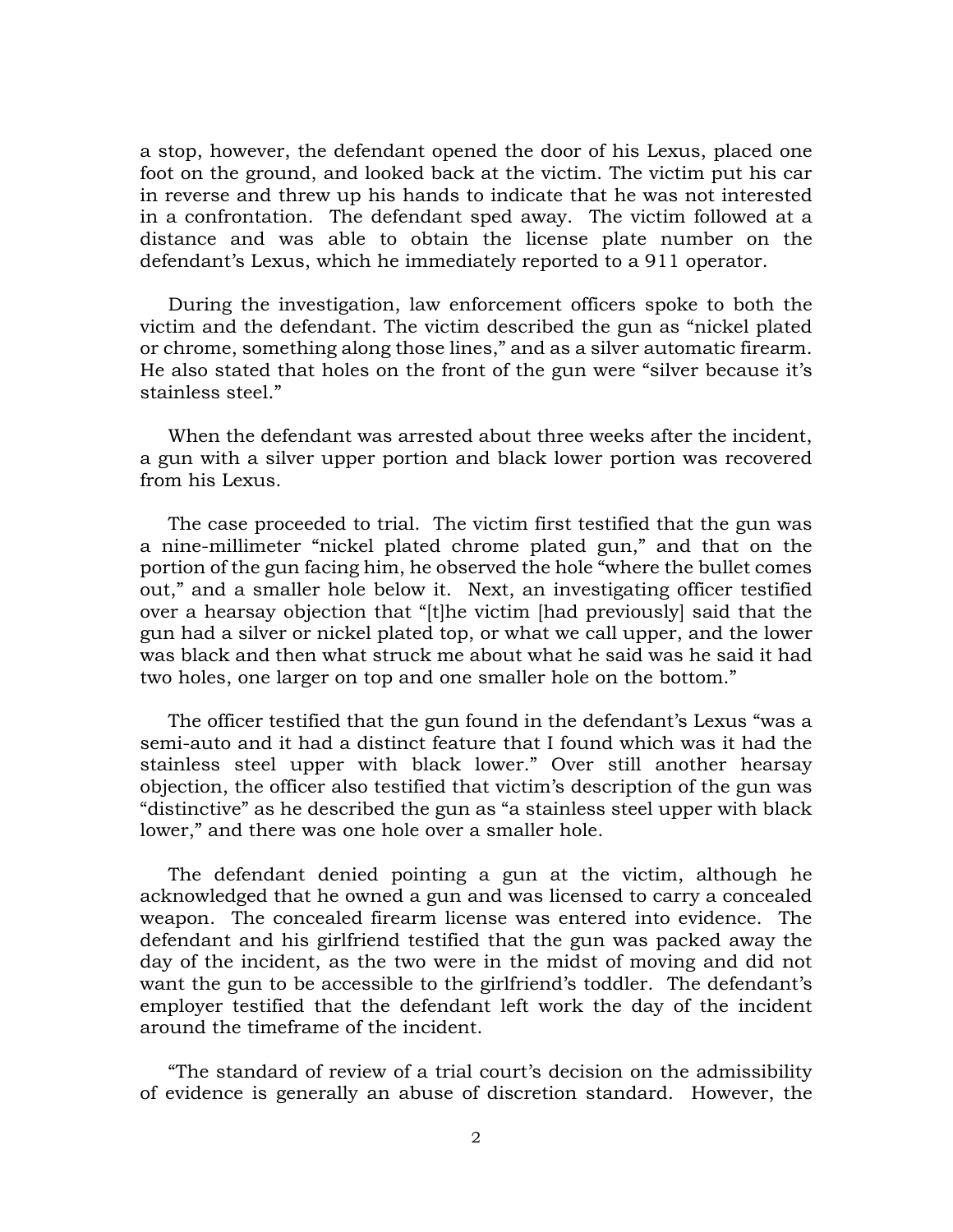a stop, however, the defendant opened the door of his Lexus, placed one foot on the ground, and looked back at the victim. The victim put his car in reverse and threw up his hands to indicate that he was not interested in a confrontation. The defendant sped away. The victim followed at a distance and was able to obtain the license plate number on the defendant's Lexus, which he immediately reported to a 911 operator.

During the investigation, law enforcement officers spoke to both the victim and the defendant. The victim described the gun as "nickel plated or chrome, something along those lines," and as a silver automatic firearm. He also stated that holes on the front of the gun were "silver because it's stainless steel."

When the defendant was arrested about three weeks after the incident, a gun with a silver upper portion and black lower portion was recovered from his Lexus.

The case proceeded to trial. The victim first testified that the gun was a nine-millimeter "nickel plated chrome plated gun," and that on the portion of the gun facing him, he observed the hole "where the bullet comes out," and a smaller hole below it. Next, an investigating officer testified over a hearsay objection that "[t]he victim [had previously] said that the gun had a silver or nickel plated top, or what we call upper, and the lower was black and then what struck me about what he said was he said it had two holes, one larger on top and one smaller hole on the bottom."

The officer testified that the gun found in the defendant's Lexus "was a semi-auto and it had a distinct feature that I found which was it had the stainless steel upper with black lower." Over still another hearsay objection, the officer also testified that victim's description of the gun was "distinctive" as he described the gun as "a stainless steel upper with black lower," and there was one hole over a smaller hole.

The defendant denied pointing a gun at the victim, although he acknowledged that he owned a gun and was licensed to carry a concealed weapon. The concealed firearm license was entered into evidence. The defendant and his girlfriend testified that the gun was packed away the day of the incident, as the two were in the midst of moving and did not want the gun to be accessible to the girlfriend's toddler. The defendant's employer testified that the defendant left work the day of the incident around the timeframe of the incident.

"The standard of review of a trial court's decision on the admissibility of evidence is generally an abuse of discretion standard. However, the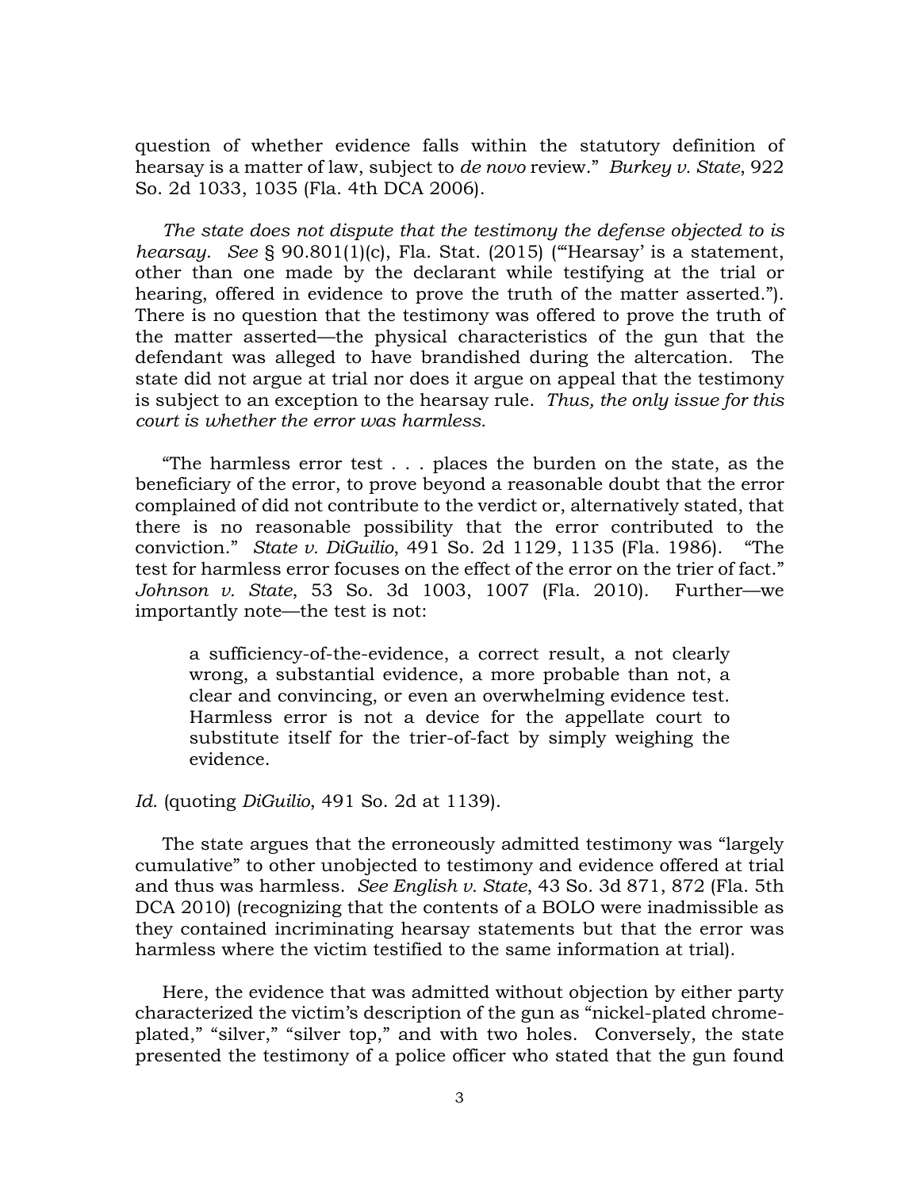question of whether evidence falls within the statutory definition of hearsay is a matter of law, subject to *de novo* review." *Burkey v. State*, 922 So. 2d 1033, 1035 (Fla. 4th DCA 2006).

*The state does not dispute that the testimony the defense objected to is hearsay*. *See* § 90.801(1)(c), Fla. Stat. (2015) ("'Hearsay' is a statement, other than one made by the declarant while testifying at the trial or hearing, offered in evidence to prove the truth of the matter asserted."). There is no question that the testimony was offered to prove the truth of the matter asserted—the physical characteristics of the gun that the defendant was alleged to have brandished during the altercation. The state did not argue at trial nor does it argue on appeal that the testimony is subject to an exception to the hearsay rule. *Thus, the only issue for this court is whether the error was harmless.*

"The harmless error test . . . places the burden on the state, as the beneficiary of the error, to prove beyond a reasonable doubt that the error complained of did not contribute to the verdict or, alternatively stated, that there is no reasonable possibility that the error contributed to the conviction." *State v. DiGuilio*, 491 So. 2d 1129, 1135 (Fla. 1986). "The test for harmless error focuses on the effect of the error on the trier of fact." *Johnson v. State*, 53 So. 3d 1003, 1007 (Fla. 2010). Further—we importantly note—the test is not:

> a sufficiency-of-the-evidence, a correct result, a not clearly wrong, a substantial evidence, a more probable than not, a clear and convincing, or even an overwhelming evidence test. Harmless error is not a device for the appellate court to substitute itself for the trier-of-fact by simply weighing the evidence.

*Id.* (quoting *DiGuilio*, 491 So. 2d at 1139).

The state argues that the erroneously admitted testimony was "largely cumulative" to other unobjected to testimony and evidence offered at trial and thus was harmless. *See English v. State*, 43 So. 3d 871, 872 (Fla. 5th DCA 2010) (recognizing that the contents of a BOLO were inadmissible as they contained incriminating hearsay statements but that the error was harmless where the victim testified to the same information at trial).

Here, the evidence that was admitted without objection by either party characterized the victim's description of the gun as "nickel-plated chrome-plated," "silver," "silver top," and with two holes. Conversely, the state presented the testimony of a police officer who stated that the gun found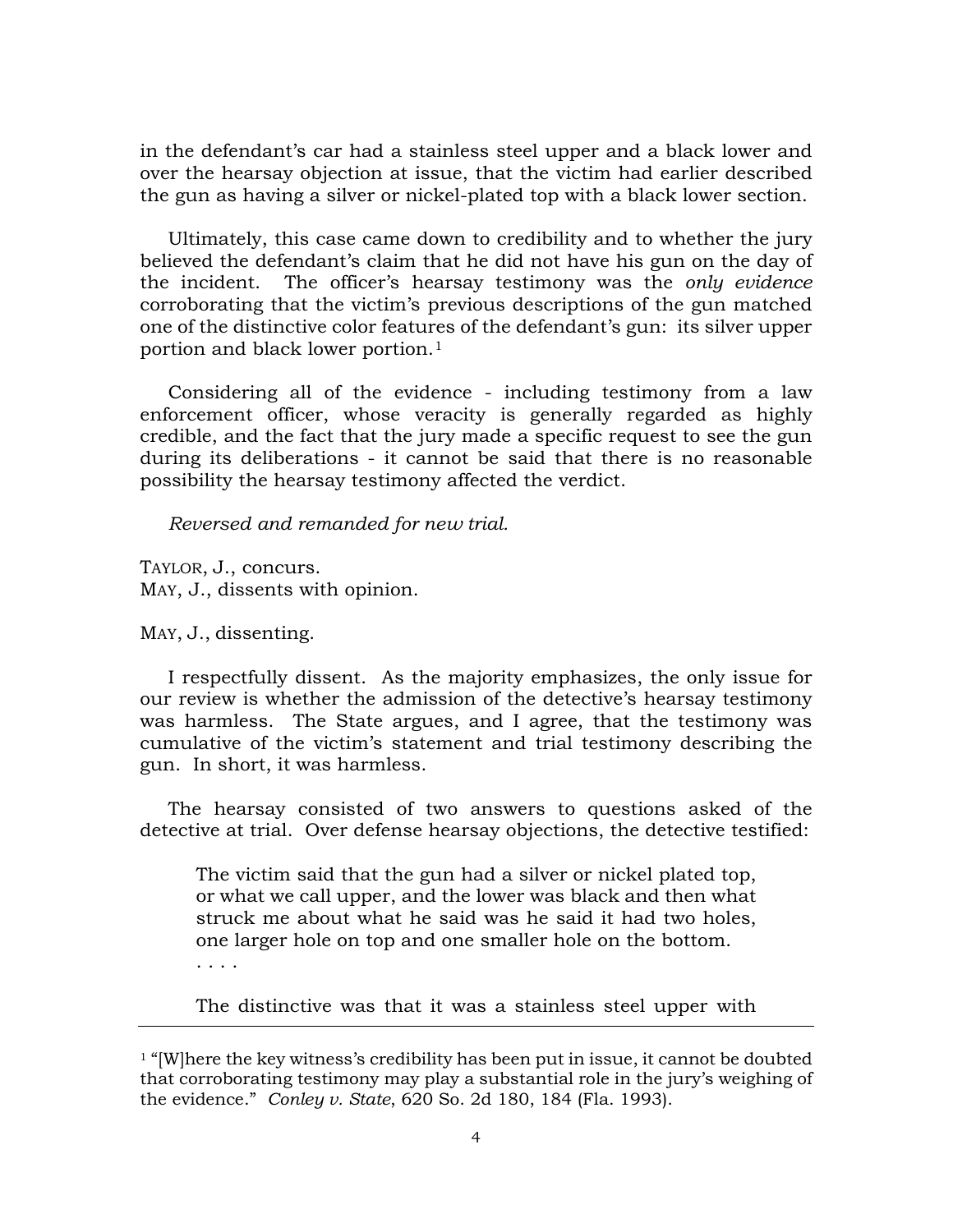in the defendant's car had a stainless steel upper and a black lower and over the hearsay objection at issue, that the victim had earlier described the gun as having a silver or nickel-plated top with a black lower section.

Ultimately, this case came down to credibility and to whether the jury believed the defendant's claim that he did not have his gun on the day of the incident. The officer's hearsay testimony was the *only evidence* corroborating that the victim's previous descriptions of the gun matched one of the distinctive color features of the defendant's gun: its silver upper portion and black lower portion.[1]

Considering all of the evidence - including testimony from a law enforcement officer, whose veracity is generally regarded as highly credible, and the fact that the jury made a specific request to see the gun during its deliberations - it cannot be said that there is no reasonable possibility the hearsay testimony affected the verdict.

*Reversed and remanded for new trial.*

TAYLOR, J., concurs.
MAY, J., dissents with opinion.

MAY, J., dissenting.

I respectfully dissent. As the majority emphasizes, the only issue for our review is whether the admission of the detective's hearsay testimony was harmless. The State argues, and I agree, that the testimony was cumulative of the victim's statement and trial testimony describing the gun. In short, it was harmless.

The hearsay consisted of two answers to questions asked of the detective at trial. Over defense hearsay objections, the detective testified:

> The victim said that the gun had a silver or nickel plated top, or what we call upper, and the lower was black and then what struck me about what he said was he said it had two holes, one larger hole on top and one smaller hole on the bottom.
> . . . .
>
> The distinctive was that it was a stainless steel upper with

[1] "[W]here the key witness's credibility has been put in issue, it cannot be doubted that corroborating testimony may play a substantial role in the jury's weighing of the evidence." *Conley v. State*, 620 So. 2d 180, 184 (Fla. 1993).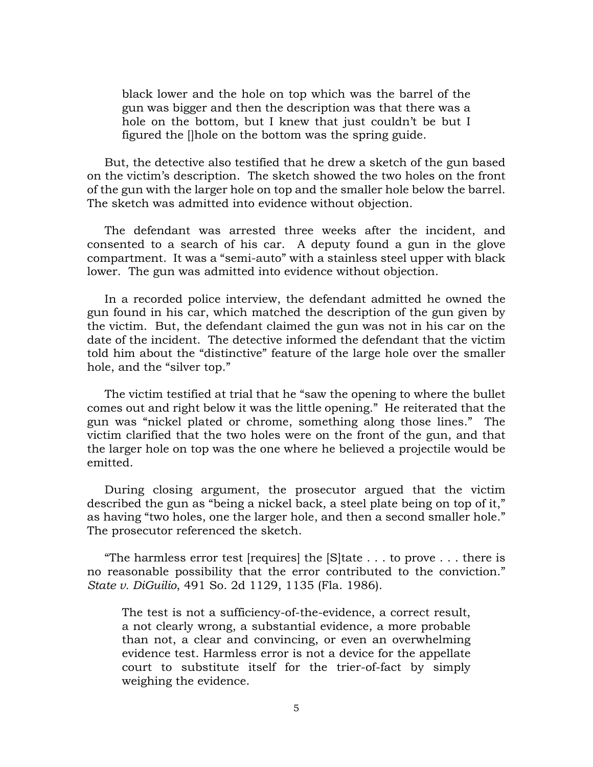> black lower and the hole on top which was the barrel of the gun was bigger and then the description was that there was a hole on the bottom, but I knew that just couldn't be but I figured the []hole on the bottom was the spring guide.

But, the detective also testified that he drew a sketch of the gun based on the victim's description. The sketch showed the two holes on the front of the gun with the larger hole on top and the smaller hole below the barrel. The sketch was admitted into evidence without objection.

The defendant was arrested three weeks after the incident, and consented to a search of his car. A deputy found a gun in the glove compartment. It was a "semi-auto" with a stainless steel upper with black lower. The gun was admitted into evidence without objection.

In a recorded police interview, the defendant admitted he owned the gun found in his car, which matched the description of the gun given by the victim. But, the defendant claimed the gun was not in his car on the date of the incident. The detective informed the defendant that the victim told him about the "distinctive" feature of the large hole over the smaller hole, and the "silver top."

The victim testified at trial that he "saw the opening to where the bullet comes out and right below it was the little opening." He reiterated that the gun was "nickel plated or chrome, something along those lines." The victim clarified that the two holes were on the front of the gun, and that the larger hole on top was the one where he believed a projectile would be emitted.

During closing argument, the prosecutor argued that the victim described the gun as "being a nickel back, a steel plate being on top of it," as having "two holes, one the larger hole, and then a second smaller hole." The prosecutor referenced the sketch.

"The harmless error test [requires] the [S]tate . . . to prove . . . there is no reasonable possibility that the error contributed to the conviction." *State v. DiGuilio*, 491 So. 2d 1129, 1135 (Fla. 1986).

> The test is not a sufficiency-of-the-evidence, a correct result, a not clearly wrong, a substantial evidence, a more probable than not, a clear and convincing, or even an overwhelming evidence test. Harmless error is not a device for the appellate court to substitute itself for the trier-of-fact by simply weighing the evidence.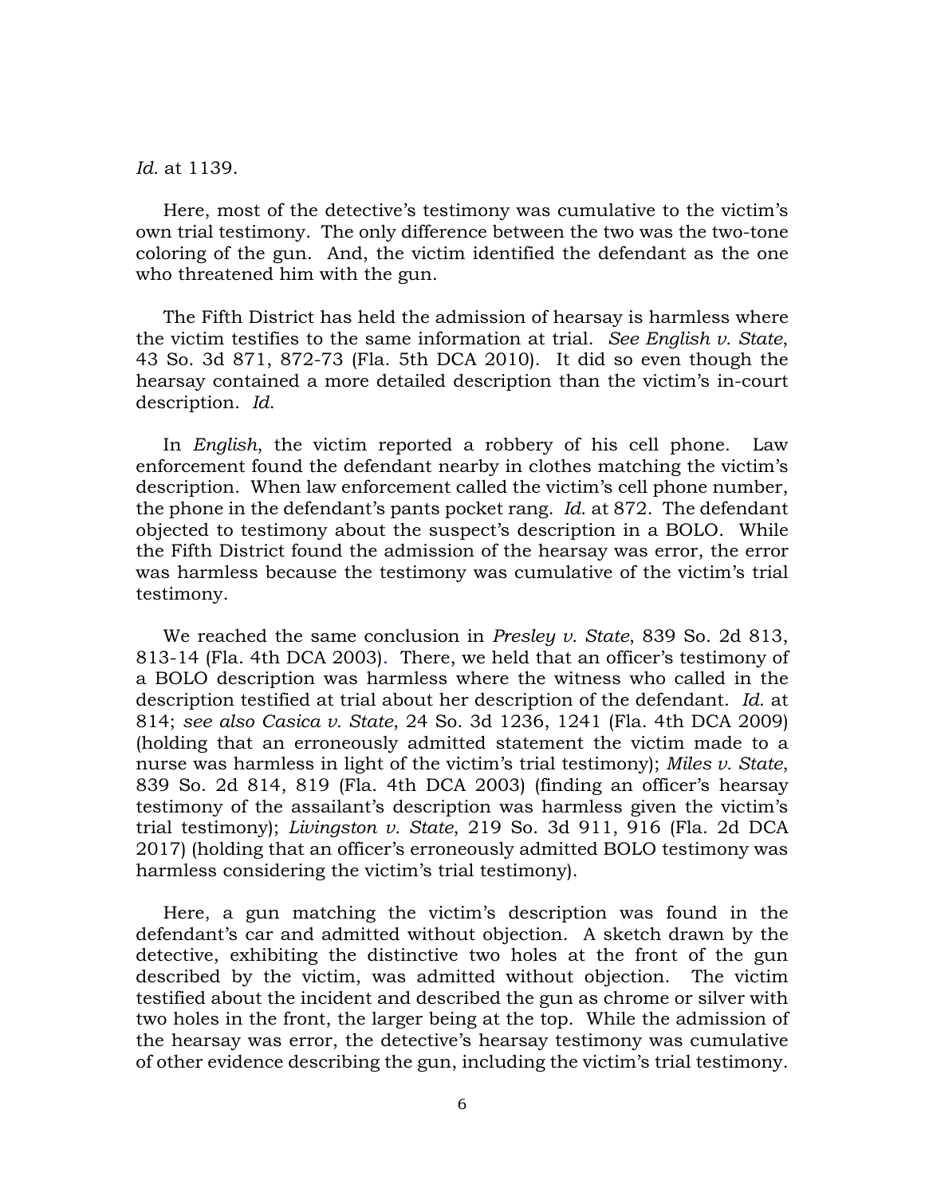*Id.* at 1139.

Here, most of the detective's testimony was cumulative to the victim's own trial testimony. The only difference between the two was the two-tone coloring of the gun. And, the victim identified the defendant as the one who threatened him with the gun.

The Fifth District has held the admission of hearsay is harmless where the victim testifies to the same information at trial. *See English v. State*, 43 So. 3d 871, 872-73 (Fla. 5th DCA 2010). It did so even though the hearsay contained a more detailed description than the victim's in-court description. *Id.*

In *English*, the victim reported a robbery of his cell phone. Law enforcement found the defendant nearby in clothes matching the victim's description. When law enforcement called the victim's cell phone number, the phone in the defendant's pants pocket rang. *Id.* at 872. The defendant objected to testimony about the suspect's description in a BOLO. While the Fifth District found the admission of the hearsay was error, the error was harmless because the testimony was cumulative of the victim's trial testimony.

We reached the same conclusion in *Presley v. State*, 839 So. 2d 813, 813-14 (Fla. 4th DCA 2003). There, we held that an officer's testimony of a BOLO description was harmless where the witness who called in the description testified at trial about her description of the defendant. *Id.* at 814; *see also Casica v. State*, 24 So. 3d 1236, 1241 (Fla. 4th DCA 2009) (holding that an erroneously admitted statement the victim made to a nurse was harmless in light of the victim's trial testimony); *Miles v. State*, 839 So. 2d 814, 819 (Fla. 4th DCA 2003) (finding an officer's hearsay testimony of the assailant's description was harmless given the victim's trial testimony); *Livingston v. State*, 219 So. 3d 911, 916 (Fla. 2d DCA 2017) (holding that an officer's erroneously admitted BOLO testimony was harmless considering the victim's trial testimony).

Here, a gun matching the victim's description was found in the defendant's car and admitted without objection. A sketch drawn by the detective, exhibiting the distinctive two holes at the front of the gun described by the victim, was admitted without objection. The victim testified about the incident and described the gun as chrome or silver with two holes in the front, the larger being at the top. While the admission of the hearsay was error, the detective's hearsay testimony was cumulative of other evidence describing the gun, including the victim's trial testimony.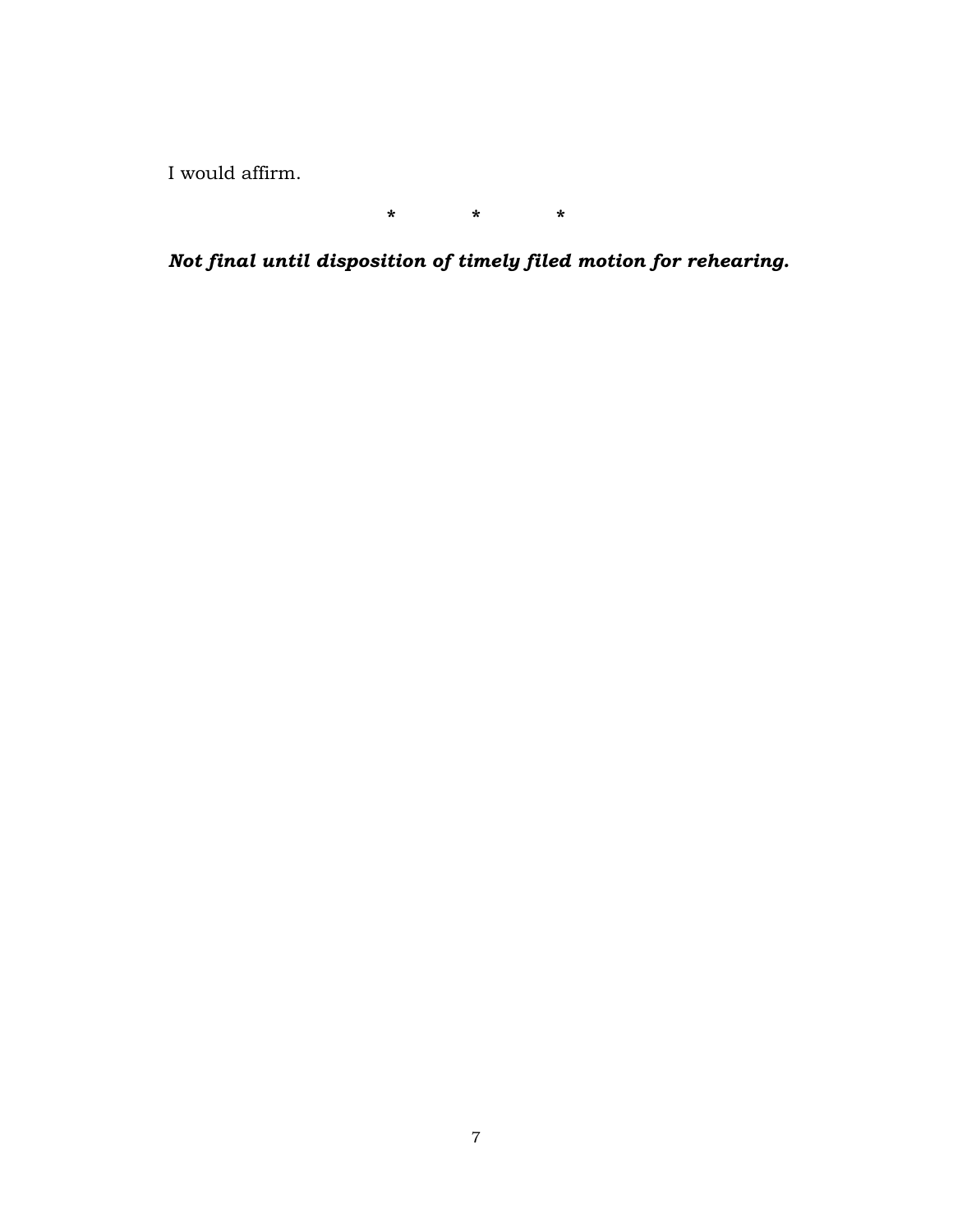I would affirm.

\*       \*       \*

***Not final until disposition of timely filed motion for rehearing.***